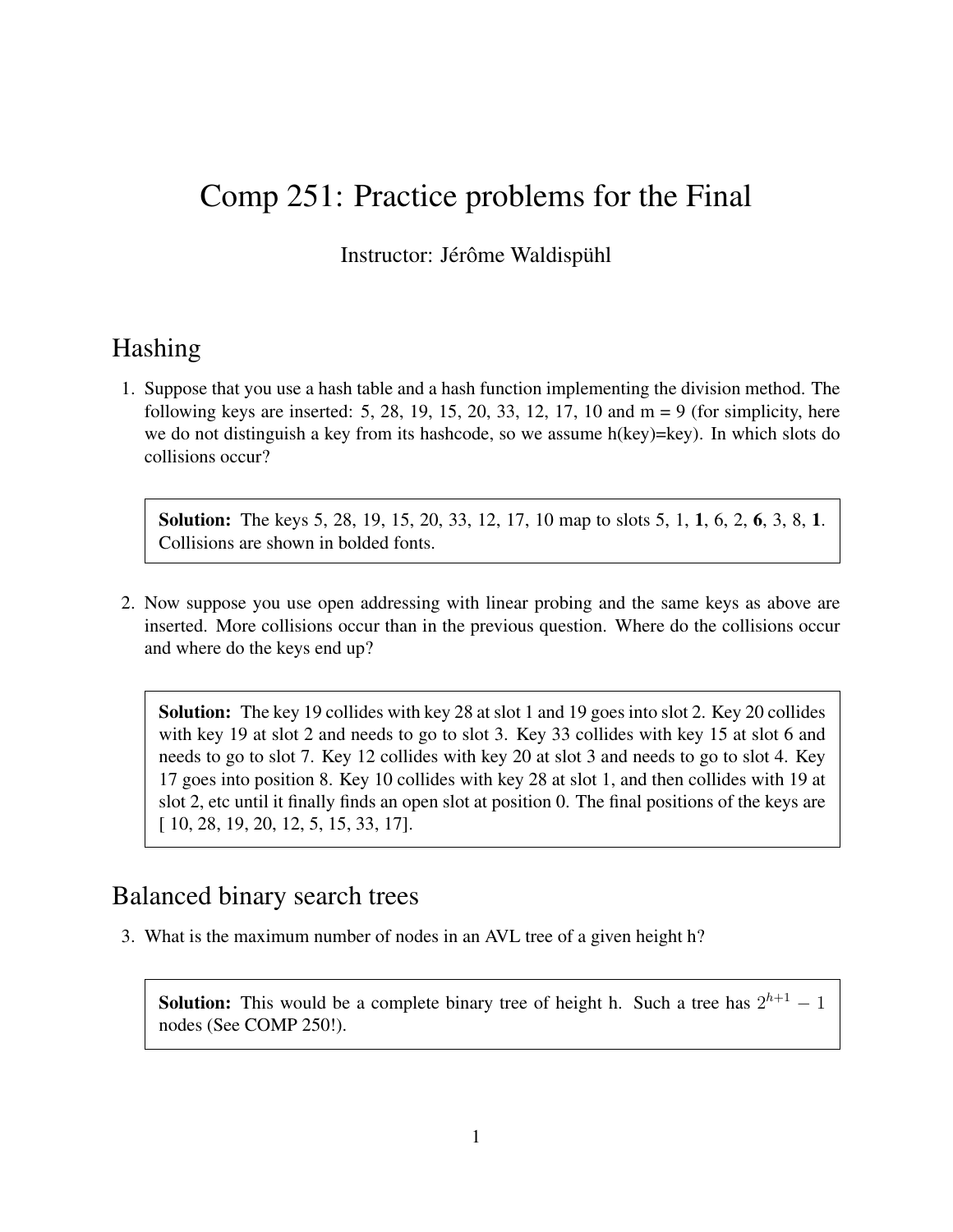# Comp 251: Practice problems for the Final

Instructor: Jérôme Waldispühl

## Hashing

1. Suppose that you use a hash table and a hash function implementing the division method. The following keys are inserted: 5, 28, 19, 15, 20, 33, 12, 17, 10 and m = 9 (for simplicity, here we do not distinguish a key from its hashcode, so we assume h(key)=key). In which slots do collisions occur?

   > **Solution:** The keys 5, 28, 19, 15, 20, 33, 12, 17, 10 map to slots 5, 1, **1**, 6, 2, **6**, 3, 8, **1**. Collisions are shown in bolded fonts.

2. Now suppose you use open addressing with linear probing and the same keys as above are inserted. More collisions occur than in the previous question. Where do the collisions occur and where do the keys end up?

   > **Solution:** The key 19 collides with key 28 at slot 1 and 19 goes into slot 2. Key 20 collides with key 19 at slot 2 and needs to go to slot 3. Key 33 collides with key 15 at slot 6 and needs to go to slot 7. Key 12 collides with key 20 at slot 3 and needs to go to slot 4. Key 17 goes into position 8. Key 10 collides with key 28 at slot 1, and then collides with 19 at slot 2, etc until it finally finds an open slot at position 0. The final positions of the keys are [ 10, 28, 19, 20, 12, 5, 15, 33, 17].

## Balanced binary search trees

3. What is the maximum number of nodes in an AVL tree of a given height h?

   > **Solution:** This would be a complete binary tree of height h. Such a tree has $2^{h+1} - 1$ nodes (See COMP 250!).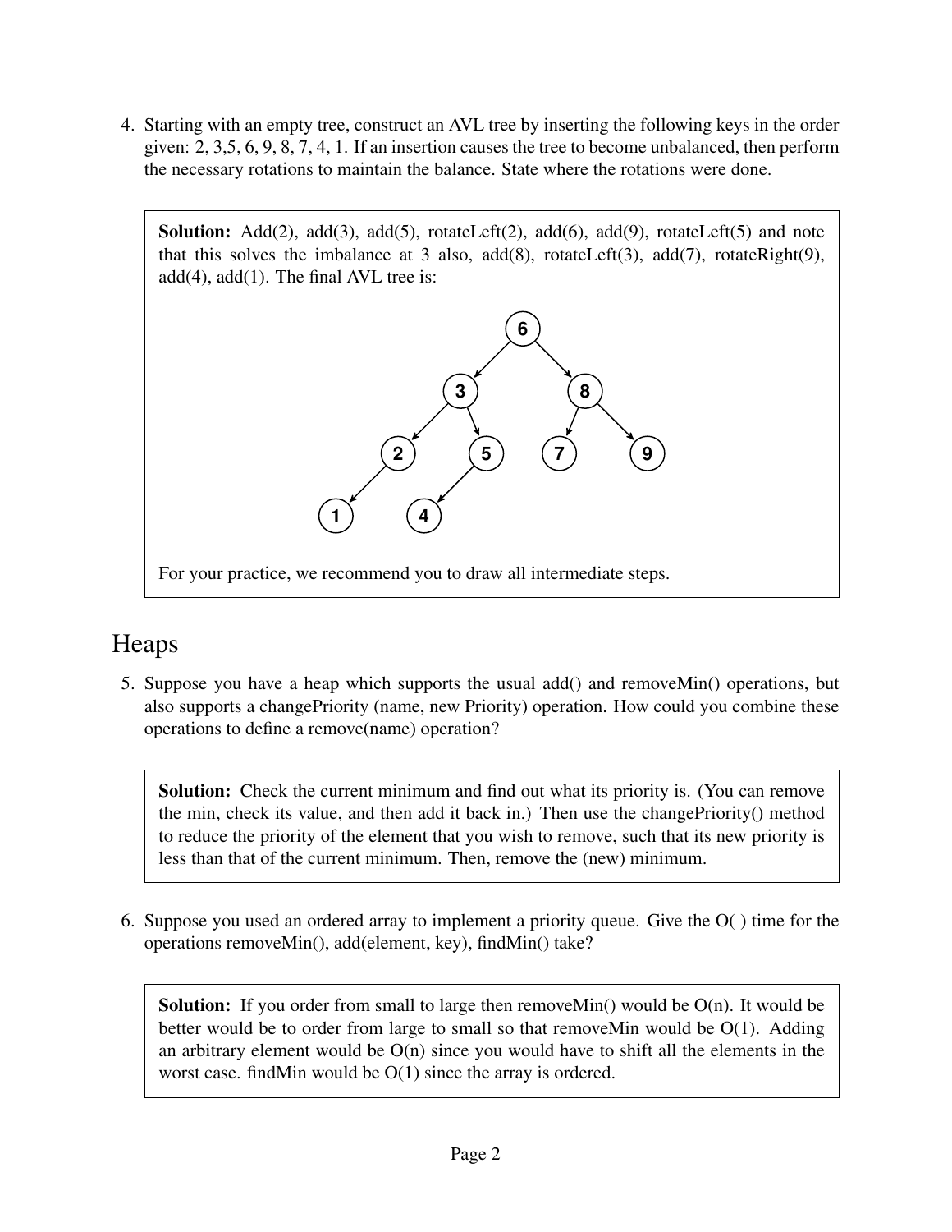4. Starting with an empty tree, construct an AVL tree by inserting the following keys in the order given: 2, 3,5, 6, 9, 8, 7, 4, 1. If an insertion causes the tree to become unbalanced, then perform the necessary rotations to maintain the balance. State where the rotations were done.

> **Solution:** Add(2), add(3), add(5), rotateLeft(2), add(6), add(9), rotateLeft(5) and note that this solves the imbalance at 3 also, add(8), rotateLeft(3), add(7), rotateRight(9), add(4), add(1). The final AVL tree is:
>
> For your practice, we recommend you to draw all intermediate steps.

## Heaps

5. Suppose you have a heap which supports the usual add() and removeMin() operations, but also supports a changePriority (name, new Priority) operation. How could you combine these operations to define a remove(name) operation?

> **Solution:** Check the current minimum and find out what its priority is. (You can remove the min, check its value, and then add it back in.) Then use the changePriority() method to reduce the priority of the element that you wish to remove, such that its new priority is less than that of the current minimum. Then, remove the (new) minimum.

6. Suppose you used an ordered array to implement a priority queue. Give the O( ) time for the operations removeMin(), add(element, key), findMin() take?

> **Solution:** If you order from small to large then removeMin() would be O(n). It would be better would be to order from large to small so that removeMin would be O(1). Adding an arbitrary element would be O(n) since you would have to shift all the elements in the worst case. findMin would be O(1) since the array is ordered.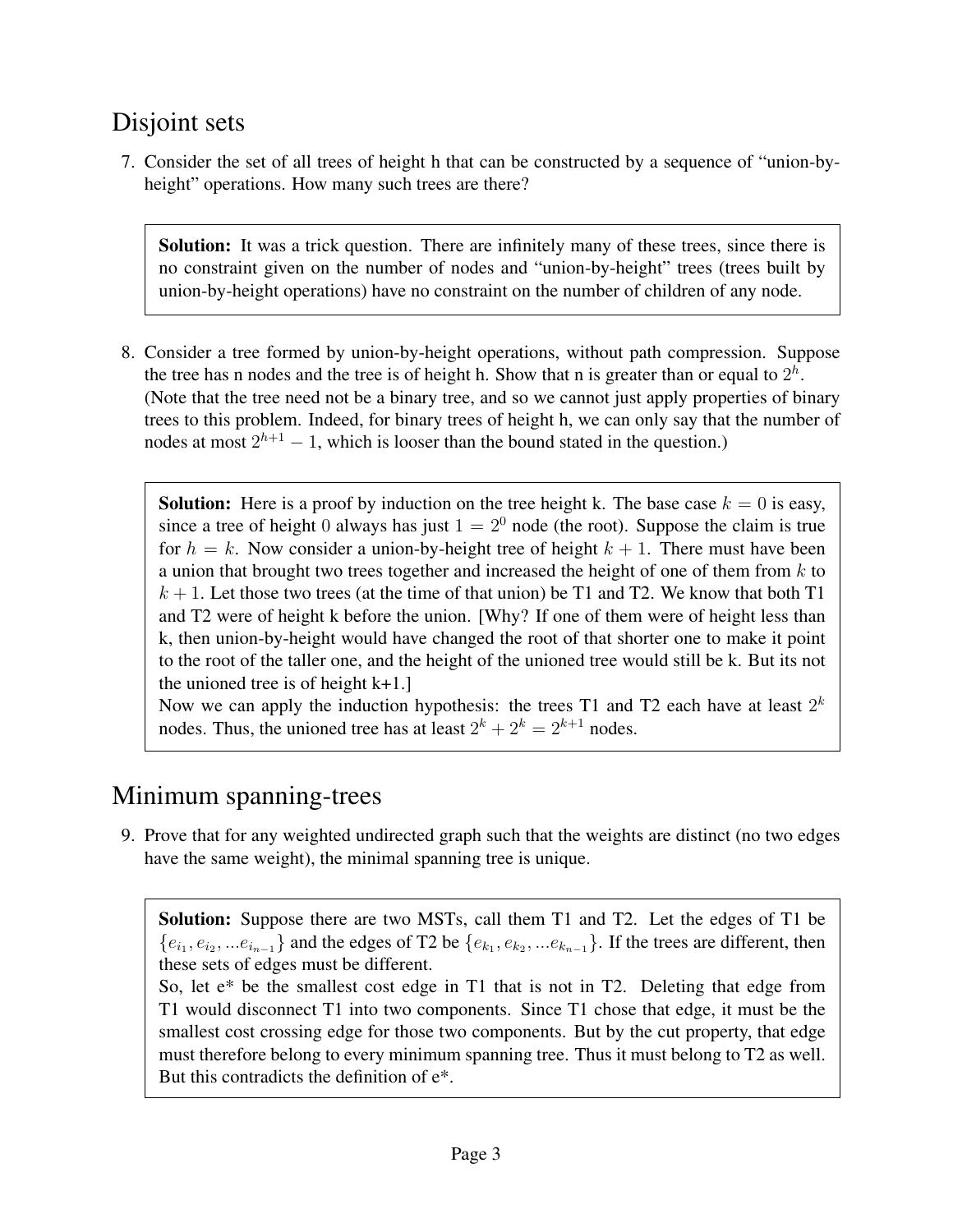## Disjoint sets

7. Consider the set of all trees of height h that can be constructed by a sequence of "union-by-height" operations. How many such trees are there?

> **Solution:** It was a trick question. There are infinitely many of these trees, since there is no constraint given on the number of nodes and "union-by-height" trees (trees built by union-by-height operations) have no constraint on the number of children of any node.

8. Consider a tree formed by union-by-height operations, without path compression. Suppose the tree has n nodes and the tree is of height h. Show that n is greater than or equal to $2^h$. (Note that the tree need not be a binary tree, and so we cannot just apply properties of binary trees to this problem. Indeed, for binary trees of height h, we can only say that the number of nodes at most $2^{h+1} - 1$, which is looser than the bound stated in the question.)

> **Solution:** Here is a proof by induction on the tree height k. The base case $k = 0$ is easy, since a tree of height $0$ always has just $1 = 2^0$ node (the root). Suppose the claim is true for $h = k$. Now consider a union-by-height tree of height $k + 1$. There must have been a union that brought two trees together and increased the height of one of them from $k$ to $k + 1$. Let those two trees (at the time of that union) be T1 and T2. We know that both T1 and T2 were of height k before the union. [Why? If one of them were of height less than k, then union-by-height would have changed the root of that shorter one to make it point to the root of the taller one, and the height of the unioned tree would still be k. But its not the unioned tree is of height k+1.]
> Now we can apply the induction hypothesis: the trees T1 and T2 each have at least $2^k$ nodes. Thus, the unioned tree has at least $2^k + 2^k = 2^{k+1}$ nodes.

## Minimum spanning-trees

9. Prove that for any weighted undirected graph such that the weights are distinct (no two edges have the same weight), the minimal spanning tree is unique.

> **Solution:** Suppose there are two MSTs, call them T1 and T2. Let the edges of T1 be $\{e_{i_1}, e_{i_2}, ...e_{i_{n-1}}\}$ and the edges of T2 be $\{e_{k_1}, e_{k_2}, ...e_{k_{n-1}}\}$. If the trees are different, then these sets of edges must be different.
> So, let e* be the smallest cost edge in T1 that is not in T2. Deleting that edge from T1 would disconnect T1 into two components. Since T1 chose that edge, it must be the smallest cost crossing edge for those two components. But by the cut property, that edge must therefore belong to every minimum spanning tree. Thus it must belong to T2 as well. But this contradicts the definition of e*.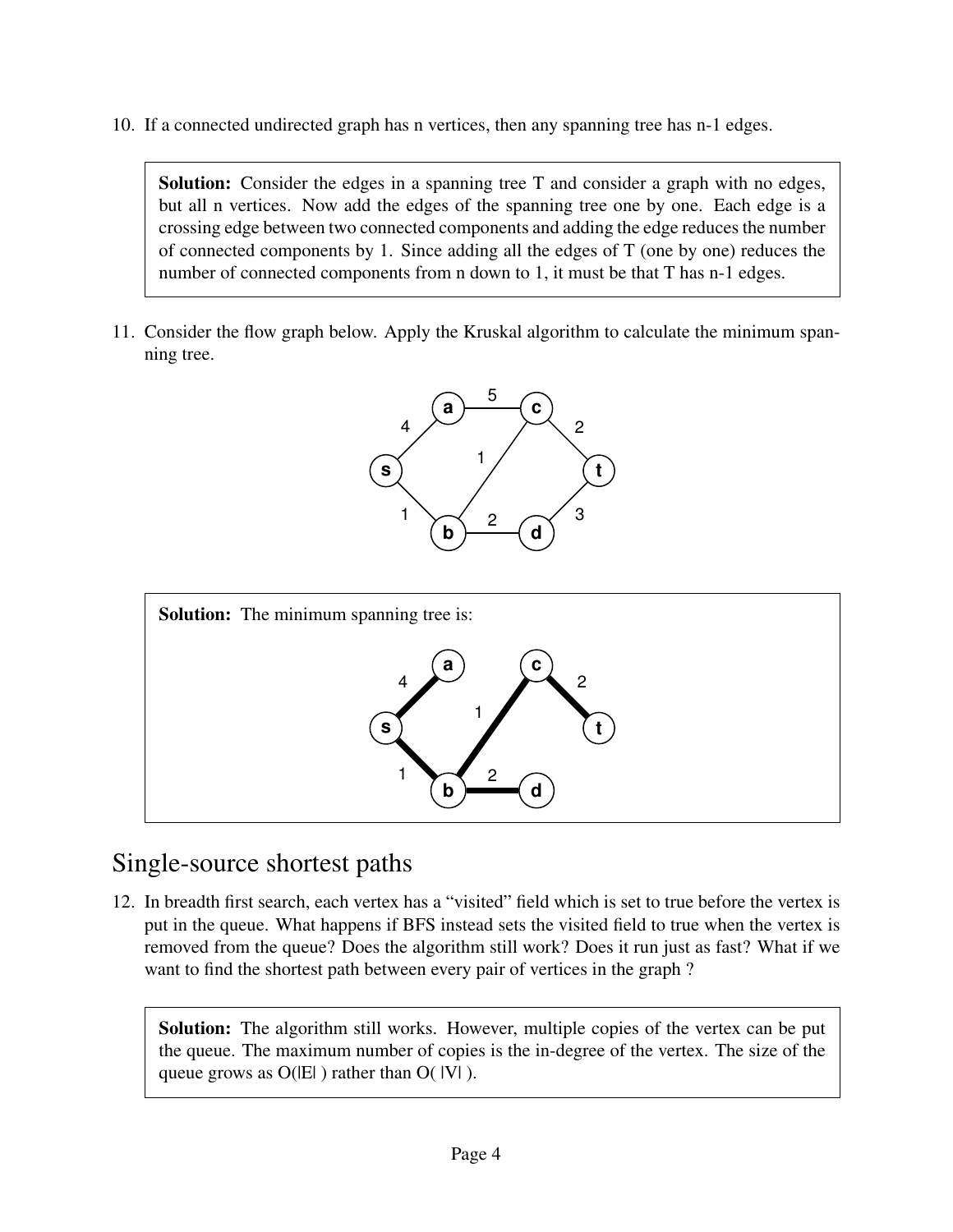10. If a connected undirected graph has n vertices, then any spanning tree has n-1 edges.

> **Solution:** Consider the edges in a spanning tree T and consider a graph with no edges, but all n vertices. Now add the edges of the spanning tree one by one. Each edge is a crossing edge between two connected components and adding the edge reduces the number of connected components by 1. Since adding all the edges of T (one by one) reduces the number of connected components from n down to 1, it must be that T has n-1 edges.

11. Consider the flow graph below. Apply the Kruskal algorithm to calculate the minimum spanning tree.

> **Solution:** The minimum spanning tree is:

## Single-source shortest paths

12. In breadth first search, each vertex has a "visited" field which is set to true before the vertex is put in the queue. What happens if BFS instead sets the visited field to true when the vertex is removed from the queue? Does the algorithm still work? Does it run just as fast? What if we want to find the shortest path between every pair of vertices in the graph ?

> **Solution:** The algorithm still works. However, multiple copies of the vertex can be put the queue. The maximum number of copies is the in-degree of the vertex. The size of the queue grows as O(|E| ) rather than O( |V| ).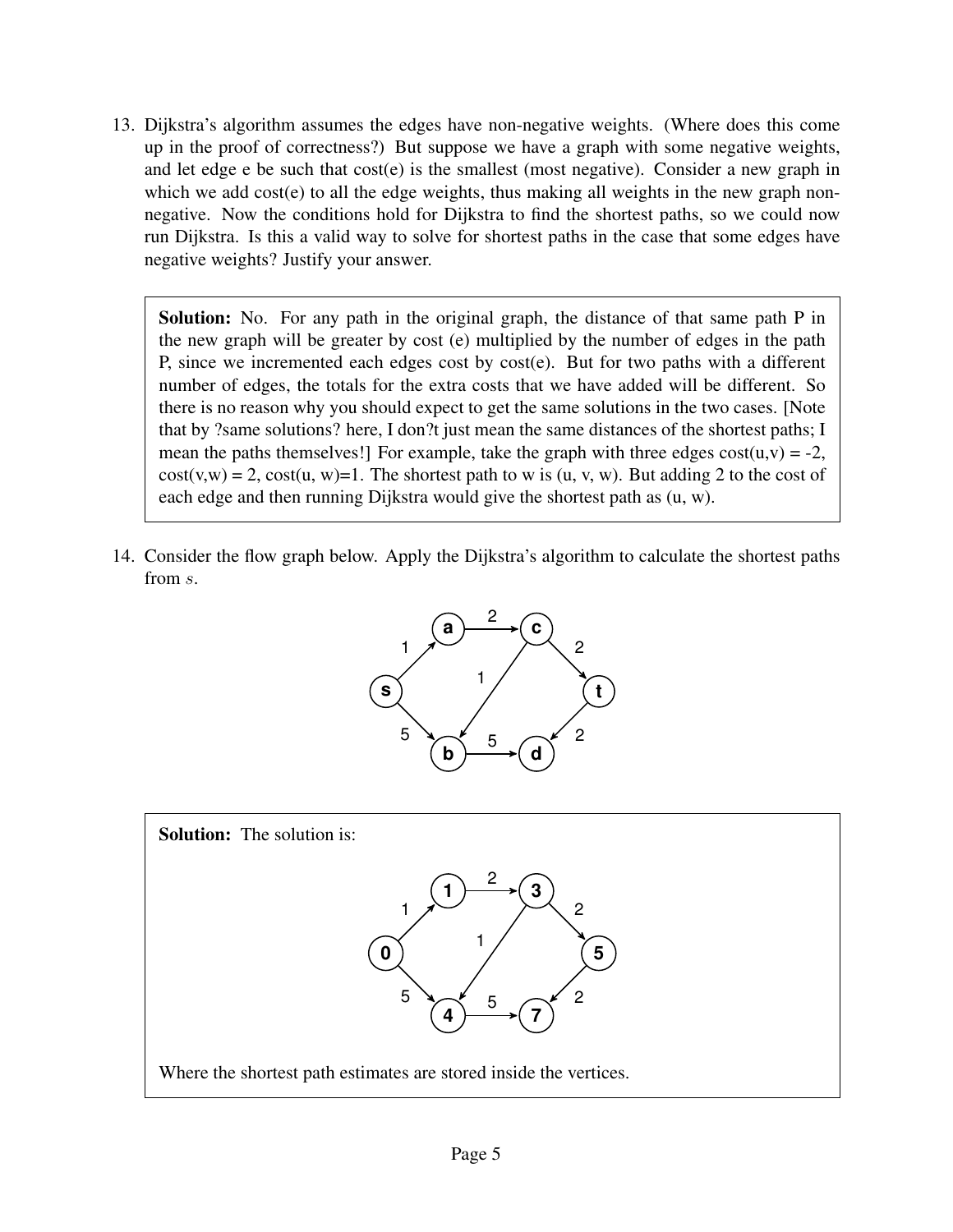13. Dijkstra's algorithm assumes the edges have non-negative weights. (Where does this come up in the proof of correctness?) But suppose we have a graph with some negative weights, and let edge e be such that cost(e) is the smallest (most negative). Consider a new graph in which we add cost(e) to all the edge weights, thus making all weights in the new graph non-negative. Now the conditions hold for Dijkstra to find the shortest paths, so we could now run Dijkstra. Is this a valid way to solve for shortest paths in the case that some edges have negative weights? Justify your answer.

> **Solution:** No. For any path in the original graph, the distance of that same path P in the new graph will be greater by cost (e) multiplied by the number of edges in the path P, since we incremented each edges cost by cost(e). But for two paths with a different number of edges, the totals for the extra costs that we have added will be different. So there is no reason why you should expect to get the same solutions in the two cases. [Note that by ?same solutions? here, I don?t just mean the same distances of the shortest paths; I mean the paths themselves!] For example, take the graph with three edges cost(u,v) = -2, cost(v,w) = 2, cost(u, w)=1. The shortest path to w is (u, v, w). But adding 2 to the cost of each edge and then running Dijkstra would give the shortest path as (u, w).

14. Consider the flow graph below. Apply the Dijkstra's algorithm to calculate the shortest paths from $s$.

> **Solution:** The solution is:
>
> Where the shortest path estimates are stored inside the vertices.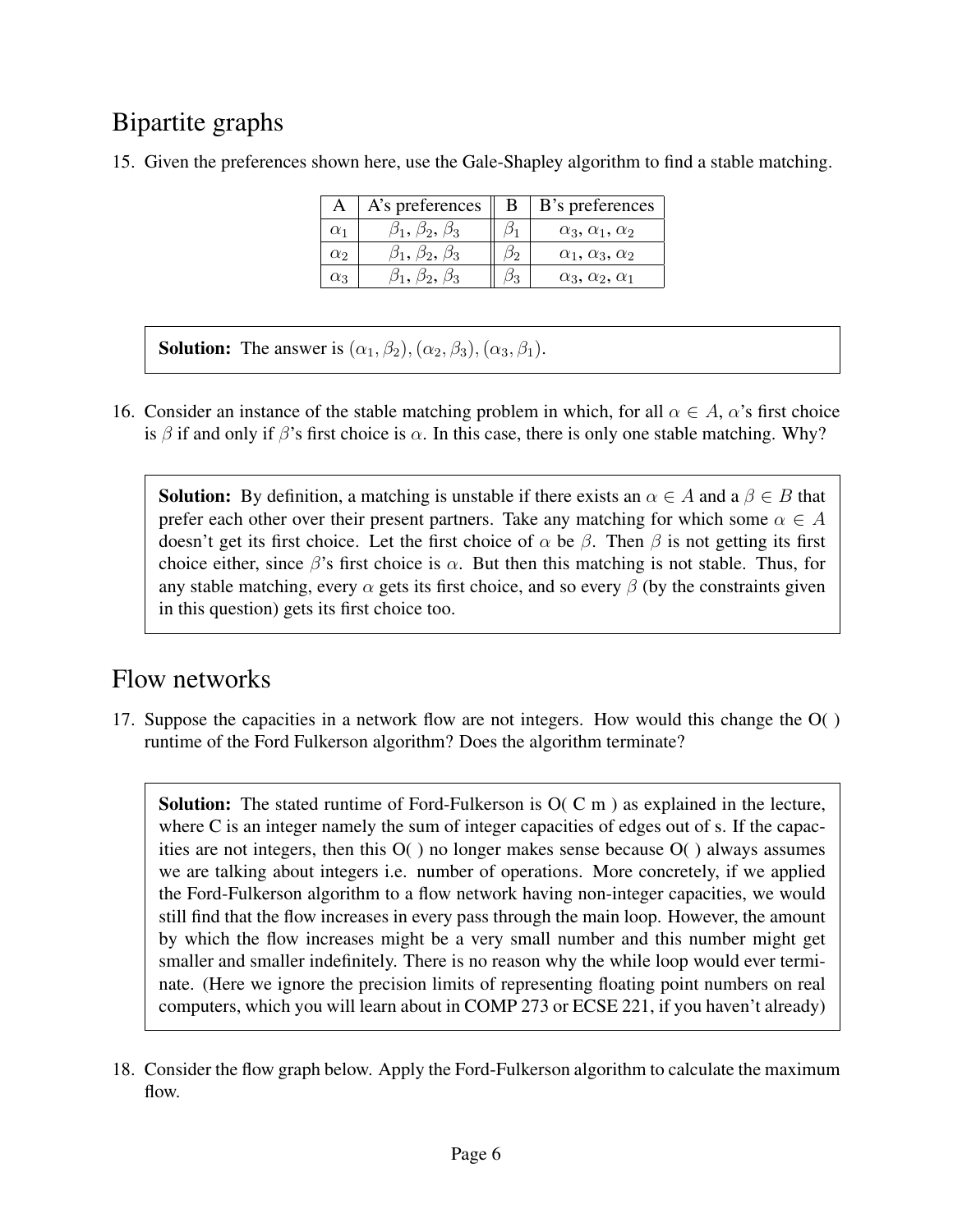## Bipartite graphs

15. Given the preferences shown here, use the Gale-Shapley algorithm to find a stable matching.

| A | A's preferences | B | B's preferences |
|---|---|---|---|
| $\alpha_1$ | $\beta_1, \beta_2, \beta_3$ | $\beta_1$ | $\alpha_3, \alpha_1, \alpha_2$ |
| $\alpha_2$ | $\beta_1, \beta_2, \beta_3$ | $\beta_2$ | $\alpha_1, \alpha_3, \alpha_2$ |
| $\alpha_3$ | $\beta_1, \beta_2, \beta_3$ | $\beta_3$ | $\alpha_3, \alpha_2, \alpha_1$ |

**Solution:** The answer is $(\alpha_1, \beta_2), (\alpha_2, \beta_3), (\alpha_3, \beta_1)$.

16. Consider an instance of the stable matching problem in which, for all $\alpha \in A$, $\alpha$'s first choice is $\beta$ if and only if $\beta$'s first choice is $\alpha$. In this case, there is only one stable matching. Why?

**Solution:** By definition, a matching is unstable if there exists an $\alpha \in A$ and a $\beta \in B$ that prefer each other over their present partners. Take any matching for which some $\alpha \in A$ doesn't get its first choice. Let the first choice of $\alpha$ be $\beta$. Then $\beta$ is not getting its first choice either, since $\beta$'s first choice is $\alpha$. But then this matching is not stable. Thus, for any stable matching, every $\alpha$ gets its first choice, and so every $\beta$ (by the constraints given in this question) gets its first choice too.

## Flow networks

17. Suppose the capacities in a network flow are not integers. How would this change the O( ) runtime of the Ford Fulkerson algorithm? Does the algorithm terminate?

**Solution:** The stated runtime of Ford-Fulkerson is O( C m ) as explained in the lecture, where C is an integer namely the sum of integer capacities of edges out of s. If the capacities are not integers, then this O( ) no longer makes sense because O( ) always assumes we are talking about integers i.e. number of operations. More concretely, if we applied the Ford-Fulkerson algorithm to a flow network having non-integer capacities, we would still find that the flow increases in every pass through the main loop. However, the amount by which the flow increases might be a very small number and this number might get smaller and smaller indefinitely. There is no reason why the while loop would ever terminate. (Here we ignore the precision limits of representing floating point numbers on real computers, which you will learn about in COMP 273 or ECSE 221, if you haven't already)

18. Consider the flow graph below. Apply the Ford-Fulkerson algorithm to calculate the maximum flow.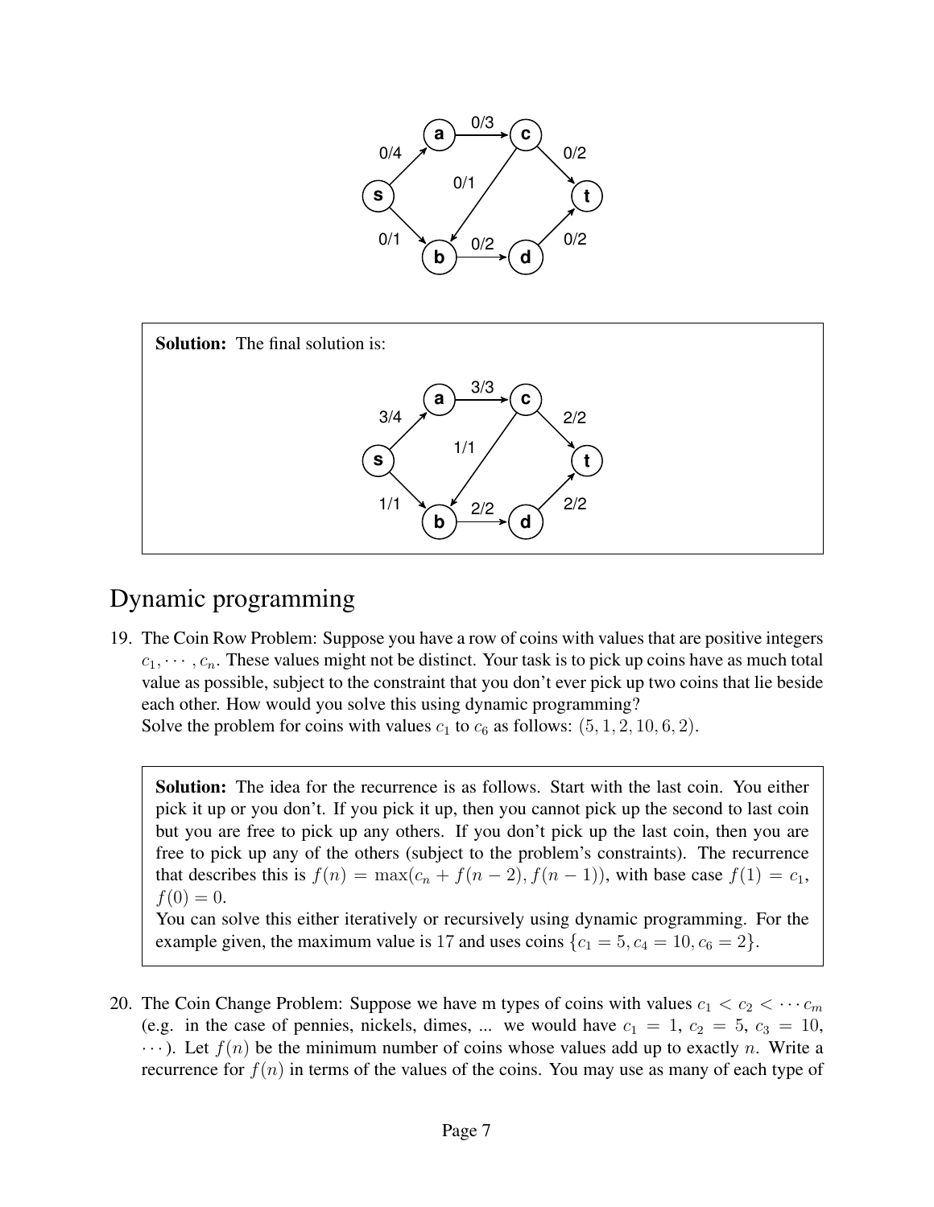**Solution:** The final solution is:

# Dynamic programming

19. The Coin Row Problem: Suppose you have a row of coins with values that are positive integers $c_1, \cdots, c_n$. These values might not be distinct. Your task is to pick up coins have as much total value as possible, subject to the constraint that you don't ever pick up two coins that lie beside each other. How would you solve this using dynamic programming?
Solve the problem for coins with values $c_1$ to $c_6$ as follows: $(5, 1, 2, 10, 6, 2)$.

**Solution:** The idea for the recurrence is as follows. Start with the last coin. You either pick it up or you don't. If you pick it up, then you cannot pick up the second to last coin but you are free to pick up any others. If you don't pick up the last coin, then you are free to pick up any of the others (subject to the problem's constraints). The recurrence that describes this is $f(n) = \max(c_n + f(n-2), f(n-1))$, with base case $f(1) = c_1$, $f(0) = 0$.
You can solve this either iteratively or recursively using dynamic programming. For the example given, the maximum value is 17 and uses coins $\{c_1 = 5, c_4 = 10, c_6 = 2\}$.

20. The Coin Change Problem: Suppose we have m types of coins with values $c_1 < c_2 < \cdots c_m$ (e.g. in the case of pennies, nickels, dimes, ... we would have $c_1 = 1$, $c_2 = 5$, $c_3 = 10$, $\cdots$). Let $f(n)$ be the minimum number of coins whose values add up to exactly $n$. Write a recurrence for $f(n)$ in terms of the values of the coins. You may use as many of each type of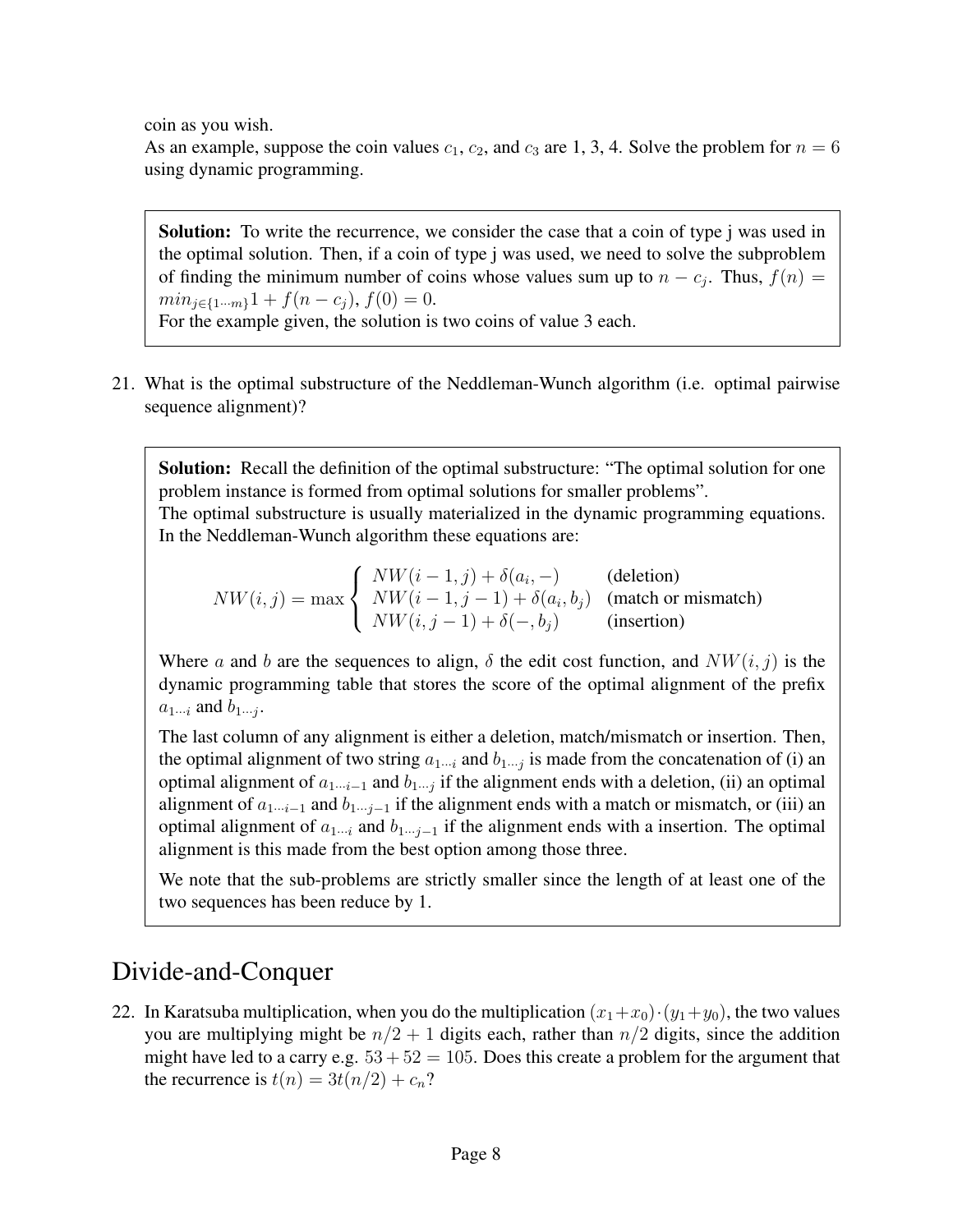coin as you wish.

As an example, suppose the coin values $c_1$, $c_2$, and $c_3$ are 1, 3, 4. Solve the problem for $n = 6$ using dynamic programming.

> **Solution:** To write the recurrence, we consider the case that a coin of type j was used in the optimal solution. Then, if a coin of type j was used, we need to solve the subproblem of finding the minimum number of coins whose values sum up to $n - c_j$. Thus, $f(n) = min_{j \in \{1 \cdots m\}} 1 + f(n - c_j)$, $f(0) = 0$.
>
> For the example given, the solution is two coins of value 3 each.

21. What is the optimal substructure of the Neddleman-Wunch algorithm (i.e. optimal pairwise sequence alignment)?

> **Solution:** Recall the definition of the optimal substructure: "The optimal solution for one problem instance is formed from optimal solutions for smaller problems".
>
> The optimal substructure is usually materialized in the dynamic programming equations. In the Neddleman-Wunch algorithm these equations are:
>
> $$NW(i,j) = \max \begin{cases} NW(i-1,j) + \delta(a_i, -) & \text{(deletion)} \\ NW(i-1,j-1) + \delta(a_i, b_j) & \text{(match or mismatch)} \\ NW(i,j-1) + \delta(-, b_j) & \text{(insertion)} \end{cases}$$
>
> Where $a$ and $b$ are the sequences to align, $\delta$ the edit cost function, and $NW(i,j)$ is the dynamic programming table that stores the score of the optimal alignment of the prefix $a_{1 \cdots i}$ and $b_{1 \cdots j}$.
>
> The last column of any alignment is either a deletion, match/mismatch or insertion. Then, the optimal alignment of two string $a_{1 \cdots i}$ and $b_{1 \cdots j}$ is made from the concatenation of (i) an optimal alignment of $a_{1 \cdots i-1}$ and $b_{1 \cdots j}$ if the alignment ends with a deletion, (ii) an optimal alignment of $a_{1 \cdots i-1}$ and $b_{1 \cdots j-1}$ if the alignment ends with a match or mismatch, or (iii) an optimal alignment of $a_{1 \cdots i}$ and $b_{1 \cdots j-1}$ if the alignment ends with a insertion. The optimal alignment is this made from the best option among those three.
>
> We note that the sub-problems are strictly smaller since the length of at least one of the two sequences has been reduce by 1.

# Divide-and-Conquer

22. In Karatsuba multiplication, when you do the multiplication $(x_1 + x_0) \cdot (y_1 + y_0)$, the two values you are multiplying might be $n/2 + 1$ digits each, rather than $n/2$ digits, since the addition might have led to a carry e.g. $53 + 52 = 105$. Does this create a problem for the argument that the recurrence is $t(n) = 3t(n/2) + c_n$?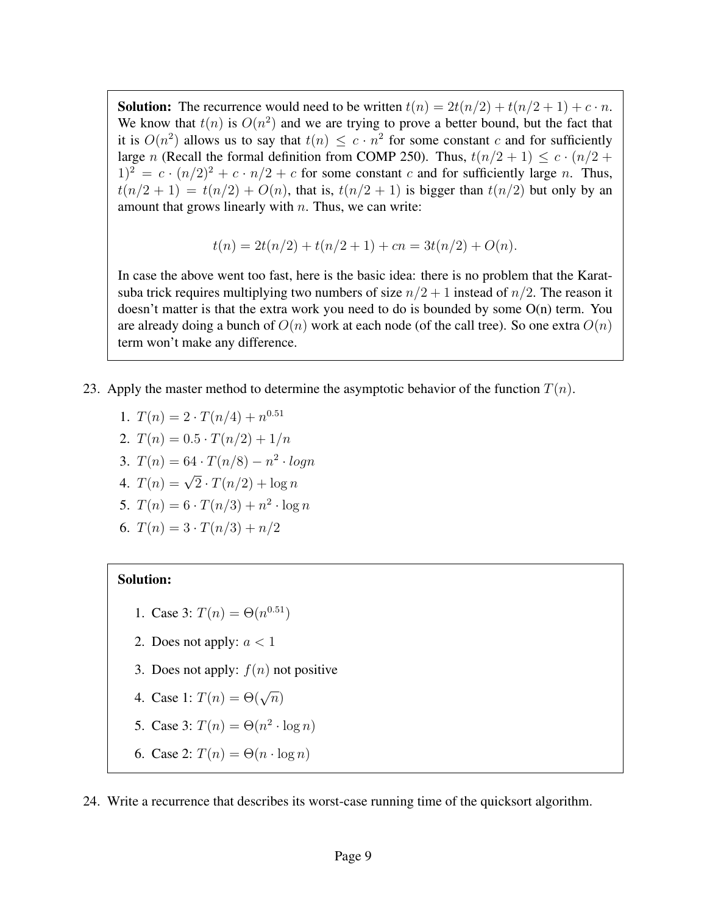**Solution:** The recurrence would need to be written $t(n) = 2t(n/2) + t(n/2+1) + c \cdot n$. We know that $t(n)$ is $O(n^2)$ and we are trying to prove a better bound, but the fact that it is $O(n^2)$ allows us to say that $t(n) \leq c \cdot n^2$ for some constant $c$ and for sufficiently large $n$ (Recall the formal definition from COMP 250). Thus, $t(n/2+1) \leq c \cdot (n/2+1)^2 = c \cdot (n/2)^2 + c \cdot n/2 + c$ for some constant $c$ and for sufficiently large $n$. Thus, $t(n/2+1) = t(n/2) + O(n)$, that is, $t(n/2+1)$ is bigger than $t(n/2)$ but only by an amount that grows linearly with $n$. Thus, we can write:

$$t(n) = 2t(n/2) + t(n/2+1) + cn = 3t(n/2) + O(n).$$

In case the above went too fast, here is the basic idea: there is no problem that the Karatsuba trick requires multiplying two numbers of size $n/2+1$ instead of $n/2$. The reason it doesn't matter is that the extra work you need to do is bounded by some O(n) term. You are already doing a bunch of $O(n)$ work at each node (of the call tree). So one extra $O(n)$ term won't make any difference.

23. Apply the master method to determine the asymptotic behavior of the function $T(n)$.

    1. $T(n) = 2 \cdot T(n/4) + n^{0.51}$
    2. $T(n) = 0.5 \cdot T(n/2) + 1/n$
    3. $T(n) = 64 \cdot T(n/8) - n^2 \cdot logn$
    4. $T(n) = \sqrt{2} \cdot T(n/2) + \log n$
    5. $T(n) = 6 \cdot T(n/3) + n^2 \cdot \log n$
    6. $T(n) = 3 \cdot T(n/3) + n/2$

**Solution:**

1. Case 3: $T(n) = \Theta(n^{0.51})$
2. Does not apply: $a < 1$
3. Does not apply: $f(n)$ not positive
4. Case 1: $T(n) = \Theta(\sqrt{n})$
5. Case 3: $T(n) = \Theta(n^2 \cdot \log n)$
6. Case 2: $T(n) = \Theta(n \cdot \log n)$

24. Write a recurrence that describes its worst-case running time of the quicksort algorithm.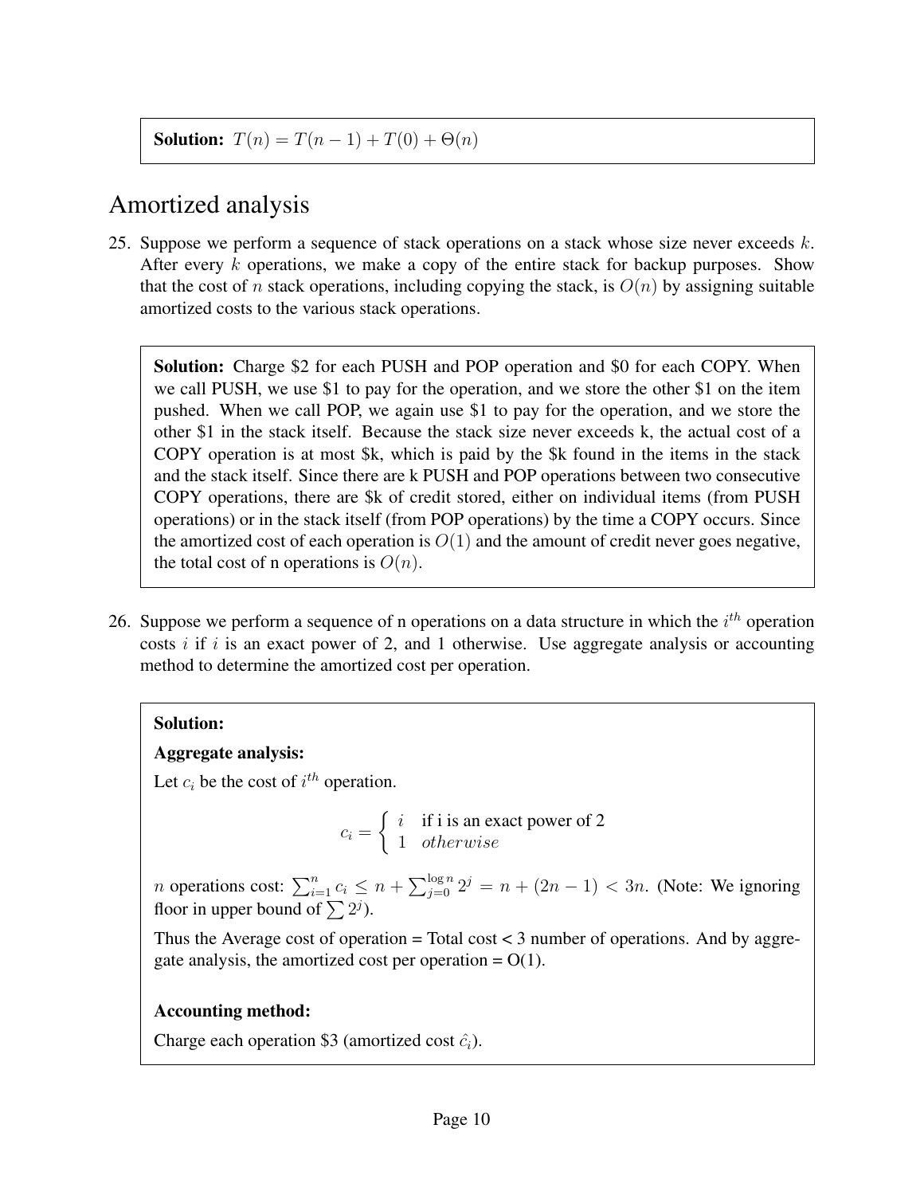**Solution:** $T(n) = T(n-1) + T(0) + \Theta(n)$

# Amortized analysis

25. Suppose we perform a sequence of stack operations on a stack whose size never exceeds $k$. After every $k$ operations, we make a copy of the entire stack for backup purposes. Show that the cost of $n$ stack operations, including copying the stack, is $O(n)$ by assigning suitable amortized costs to the various stack operations.

**Solution:** Charge $2 for each PUSH and POP operation and $0 for each COPY. When we call PUSH, we use $1 to pay for the operation, and we store the other $1 on the item pushed. When we call POP, we again use $1 to pay for the operation, and we store the other $1 in the stack itself. Because the stack size never exceeds k, the actual cost of a COPY operation is at most $k, which is paid by the $k found in the items in the stack and the stack itself. Since there are k PUSH and POP operations between two consecutive COPY operations, there are $k of credit stored, either on individual items (from PUSH operations) or in the stack itself (from POP operations) by the time a COPY occurs. Since the amortized cost of each operation is $O(1)$ and the amount of credit never goes negative, the total cost of n operations is $O(n)$.

26. Suppose we perform a sequence of n operations on a data structure in which the $i^{th}$ operation costs $i$ if $i$ is an exact power of 2, and 1 otherwise. Use aggregate analysis or accounting method to determine the amortized cost per operation.

**Solution:**

**Aggregate analysis:**

Let $c_i$ be the cost of $i^{th}$ operation.

$$c_i = \begin{cases} i & \text{if i is an exact power of 2} \\ 1 & otherwise \end{cases}$$

$n$ operations cost: $\sum_{i=1}^{n} c_i \le n + \sum_{j=0}^{\log n} 2^j = n + (2n-1) < 3n$. (Note: We ignoring floor in upper bound of $\sum 2^j$).

Thus the Average cost of operation = Total cost < 3 number of operations. And by aggregate analysis, the amortized cost per operation = O(1).

**Accounting method:**

Charge each operation $3 (amortized cost $\hat{c}_i$).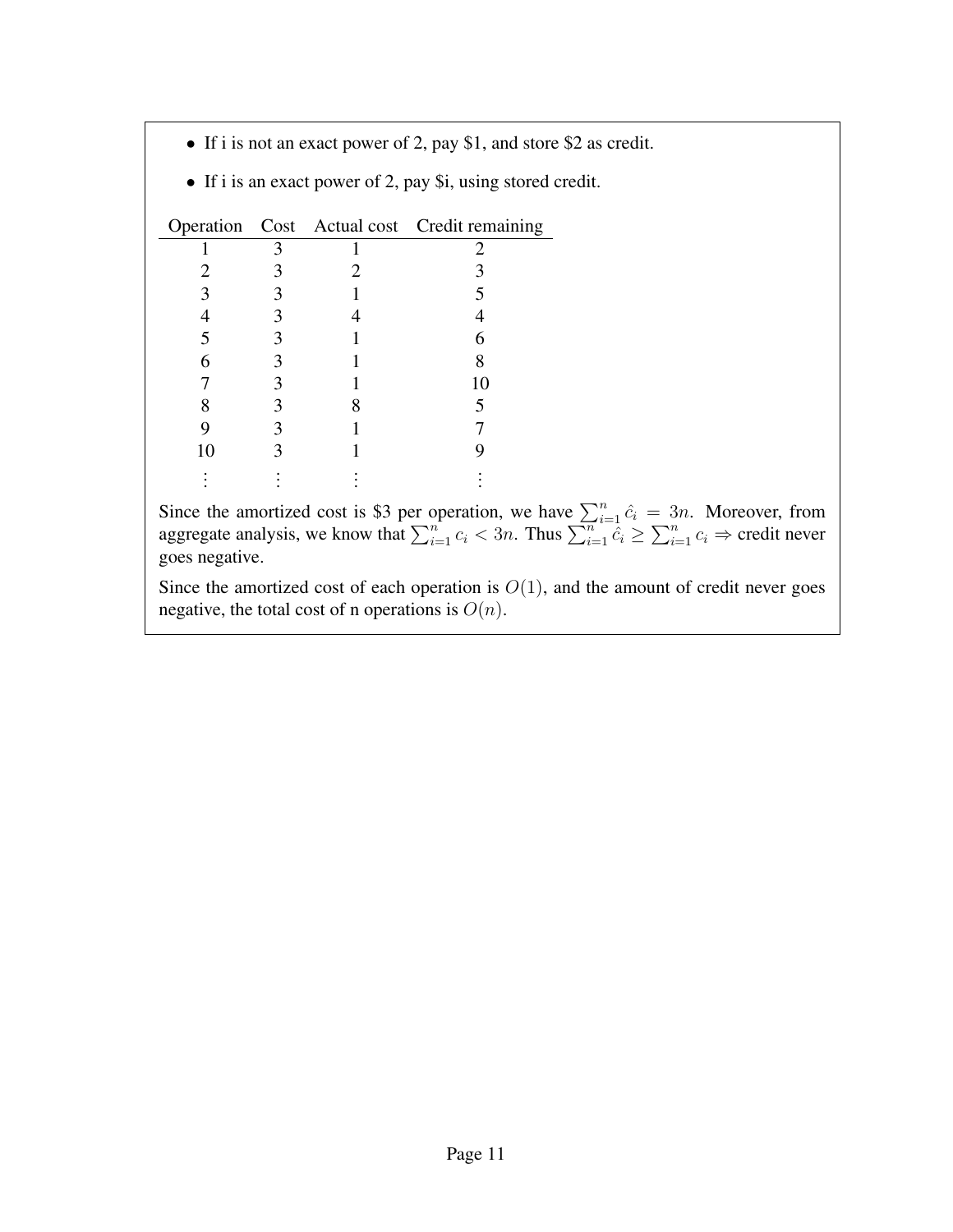- If i is not an exact power of 2, pay \$1, and store \$2 as credit.
- If i is an exact power of 2, pay \$i, using stored credit.

| Operation | Cost | Actual cost | Credit remaining |
|---|---|---|---|
| 1 | 3 | 1 | 2 |
| 2 | 3 | 2 | 3 |
| 3 | 3 | 1 | 5 |
| 4 | 3 | 4 | 4 |
| 5 | 3 | 1 | 6 |
| 6 | 3 | 1 | 8 |
| 7 | 3 | 1 | 10 |
| 8 | 3 | 8 | 5 |
| 9 | 3 | 1 | 7 |
| 10 | 3 | 1 | 9 |
| ⋮ | ⋮ | ⋮ | ⋮ |

Since the amortized cost is \$3 per operation, we have $\sum_{i=1}^{n} \hat{c}_i = 3n$. Moreover, from aggregate analysis, we know that $\sum_{i=1}^{n} c_i < 3n$. Thus $\sum_{i=1}^{n} \hat{c}_i \geq \sum_{i=1}^{n} c_i \Rightarrow$ credit never goes negative.

Since the amortized cost of each operation is $O(1)$, and the amount of credit never goes negative, the total cost of n operations is $O(n)$.